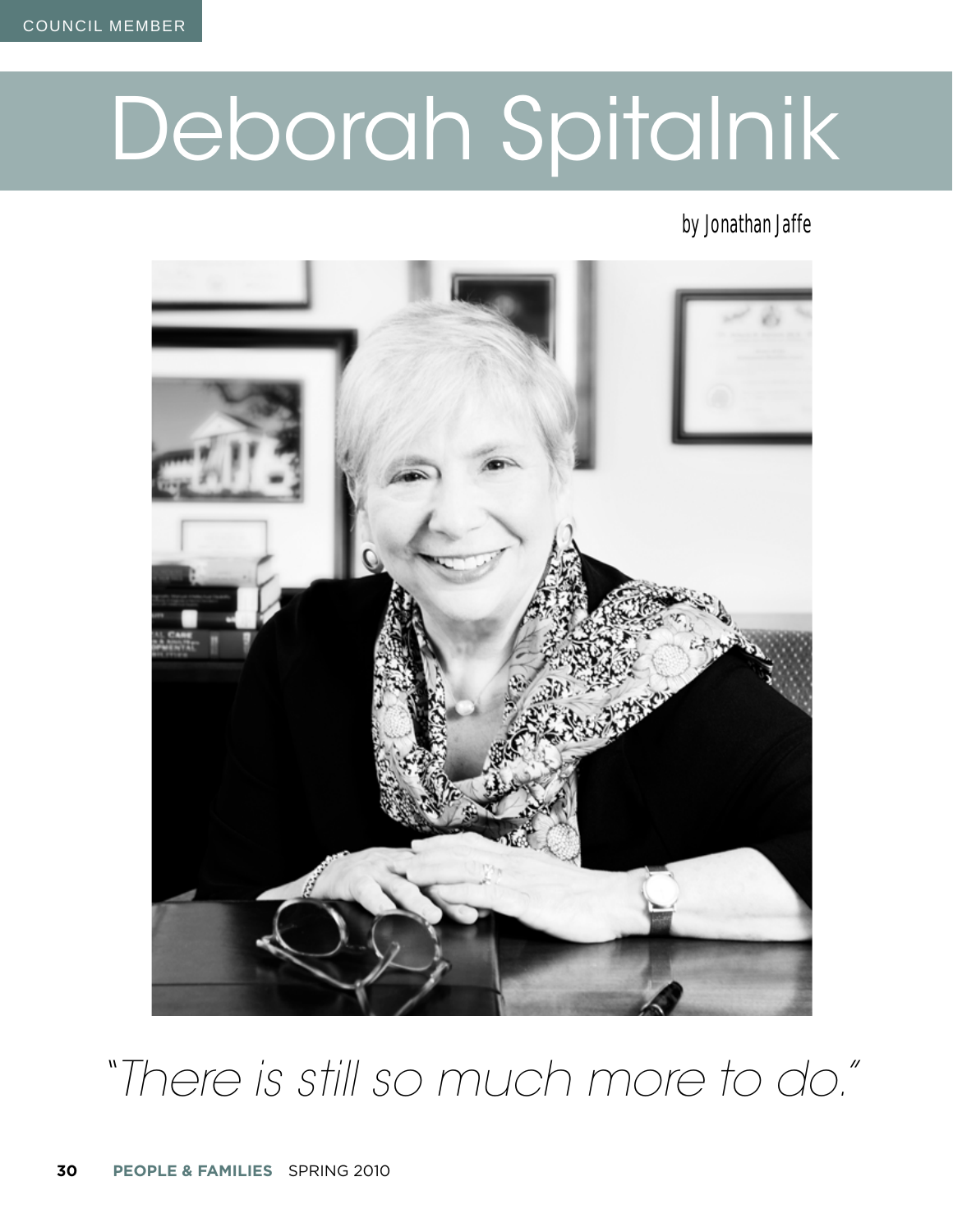COUNCIL MEMBER

# Deborah Spitalnik

by Jonathan Jaffe

*"There is still so much more to do."*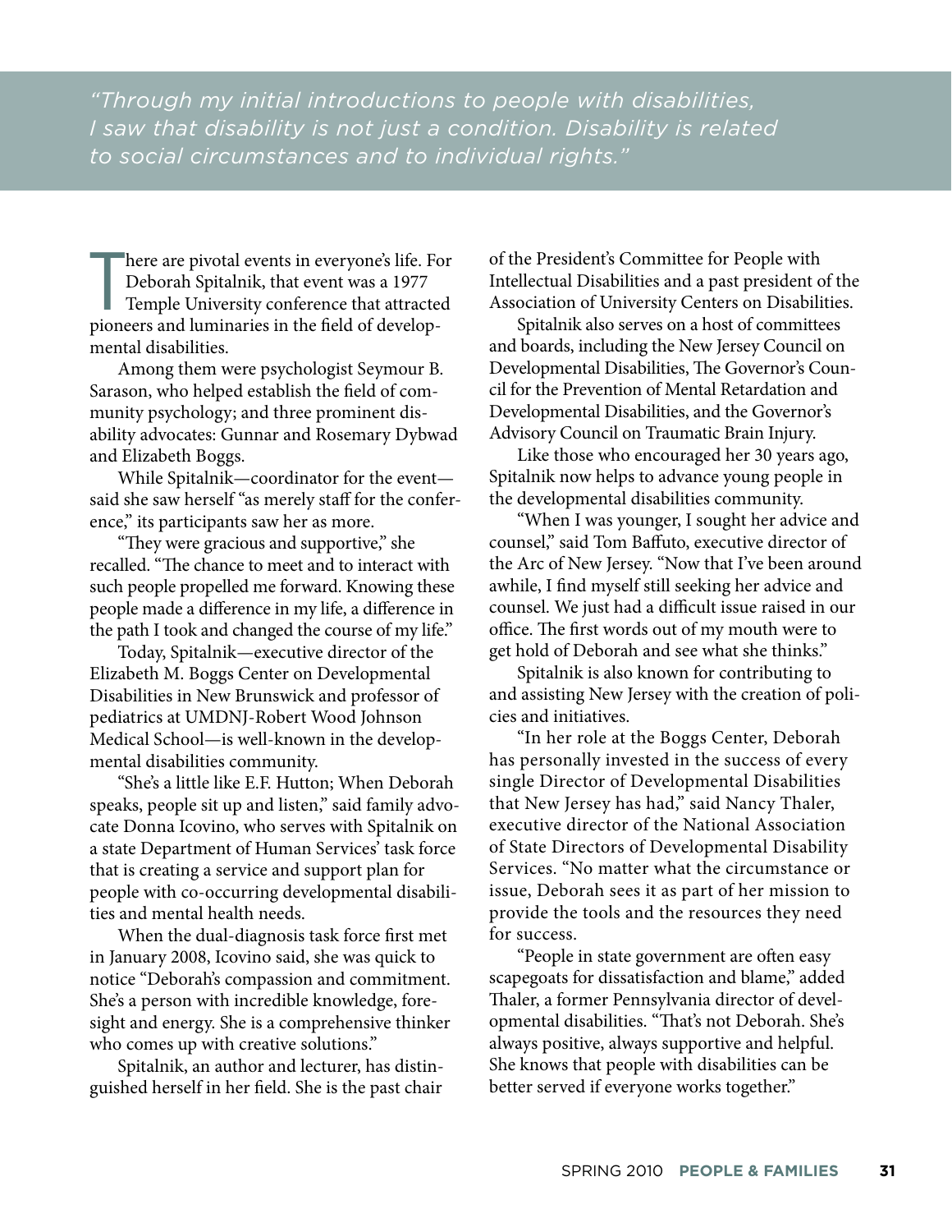*"Through my initial introductions to people with disabilities, I saw that disability is not just a condition. Disability is related to social circumstances and to individual rights."*

There are pivotal events in everyone's life. For Deborah Spitalnik, that event was a 1977 Temple University conference that attracted pioneers and luminaries in the field of developmental disabilities.

Among them were psychologist Seymour B. Sarason, who helped establish the field of community psychology; and three prominent disability advocates: Gunnar and Rosemary Dybwad and Elizabeth Boggs.

While Spitalnik—coordinator for the event—said she saw herself "as merely staff for the conference," its participants saw her as more.

"They were gracious and supportive," she recalled. "The chance to meet and to interact with such people propelled me forward. Knowing these people made a difference in my life, a difference in the path I took and changed the course of my life."

Today, Spitalnik—executive director of the Elizabeth M. Boggs Center on Developmental Disabilities in New Brunswick and professor of pediatrics at UMDNJ-Robert Wood Johnson Medical School—is well-known in the developmental disabilities community.

"She's a little like E.F. Hutton; When Deborah speaks, people sit up and listen," said family advocate Donna Icovino, who serves with Spitalnik on a state Department of Human Services' task force that is creating a service and support plan for people with co-occurring developmental disabilities and mental health needs.

When the dual-diagnosis task force first met in January 2008, Icovino said, she was quick to notice "Deborah's compassion and commitment. She's a person with incredible knowledge, foresight and energy. She is a comprehensive thinker who comes up with creative solutions."

Spitalnik, an author and lecturer, has distinguished herself in her field. She is the past chair of the President's Committee for People with Intellectual Disabilities and a past president of the Association of University Centers on Disabilities.

Spitalnik also serves on a host of committees and boards, including the New Jersey Council on Developmental Disabilities, The Governor's Council for the Prevention of Mental Retardation and Developmental Disabilities, and the Governor's Advisory Council on Traumatic Brain Injury.

Like those who encouraged her 30 years ago, Spitalnik now helps to advance young people in the developmental disabilities community.

"When I was younger, I sought her advice and counsel," said Tom Baffuto, executive director of the Arc of New Jersey. "Now that I've been around awhile, I find myself still seeking her advice and counsel. We just had a difficult issue raised in our office. The first words out of my mouth were to get hold of Deborah and see what she thinks."

Spitalnik is also known for contributing to and assisting New Jersey with the creation of policies and initiatives.

"In her role at the Boggs Center, Deborah has personally invested in the success of every single Director of Developmental Disabilities that New Jersey has had," said Nancy Thaler, executive director of the National Association of State Directors of Developmental Disability Services. "No matter what the circumstance or issue, Deborah sees it as part of her mission to provide the tools and the resources they need for success.

"People in state government are often easy scapegoats for dissatisfaction and blame," added Thaler, a former Pennsylvania director of developmental disabilities. "That's not Deborah. She's always positive, always supportive and helpful. She knows that people with disabilities can be better served if everyone works together."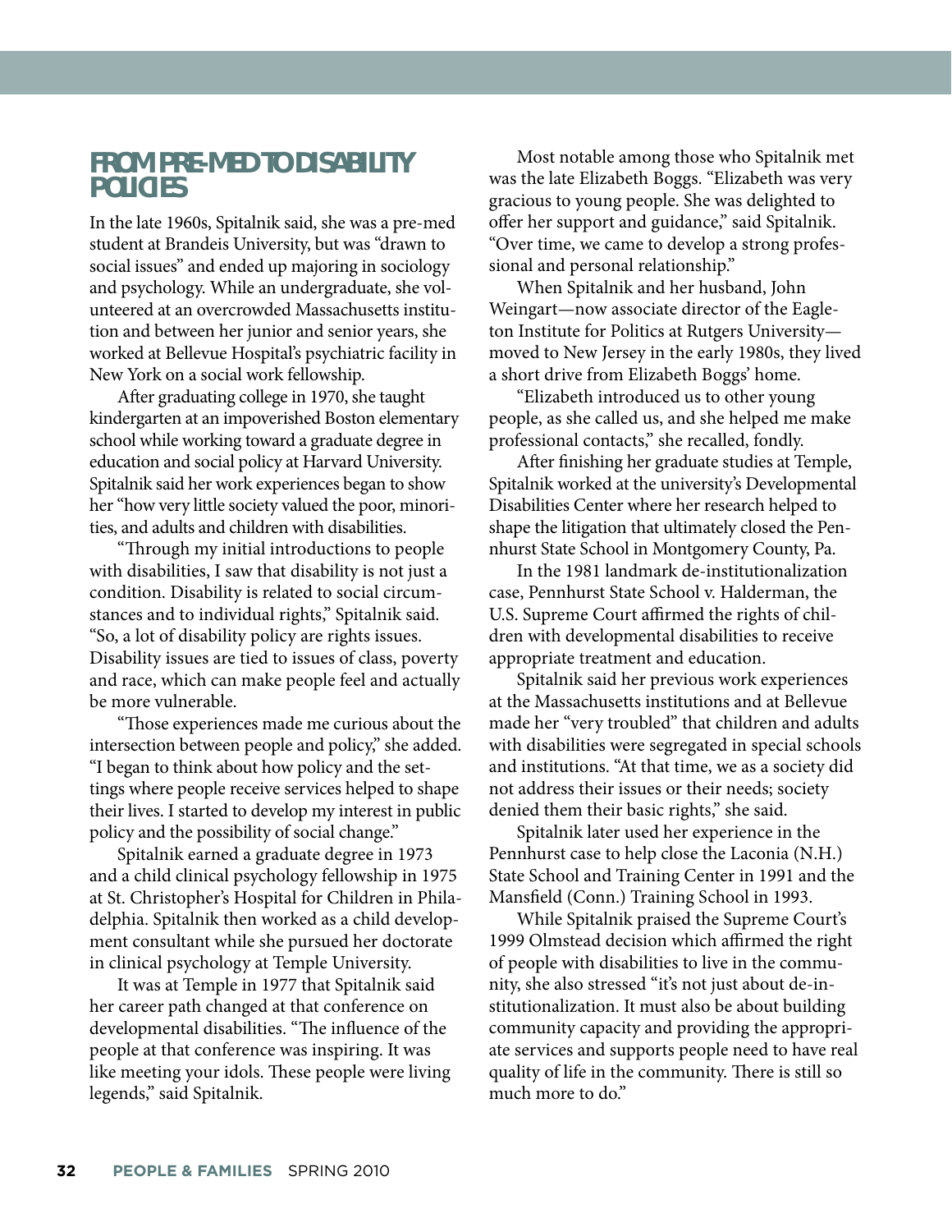## FROM PRE-MED TO DISABILITY POLICIES

In the late 1960s, Spitalnik said, she was a pre-med student at Brandeis University, but was "drawn to social issues" and ended up majoring in sociology and psychology. While an undergraduate, she volunteered at an overcrowded Massachusetts institution and between her junior and senior years, she worked at Bellevue Hospital's psychiatric facility in New York on a social work fellowship.

After graduating college in 1970, she taught kindergarten at an impoverished Boston elementary school while working toward a graduate degree in education and social policy at Harvard University. Spitalnik said her work experiences began to show her "how very little society valued the poor, minorities, and adults and children with disabilities.

"Through my initial introductions to people with disabilities, I saw that disability is not just a condition. Disability is related to social circumstances and to individual rights," Spitalnik said. "So, a lot of disability policy are rights issues. Disability issues are tied to issues of class, poverty and race, which can make people feel and actually be more vulnerable.

"Those experiences made me curious about the intersection between people and policy," she added. "I began to think about how policy and the settings where people receive services helped to shape their lives. I started to develop my interest in public policy and the possibility of social change."

Spitalnik earned a graduate degree in 1973 and a child clinical psychology fellowship in 1975 at St. Christopher's Hospital for Children in Philadelphia. Spitalnik then worked as a child development consultant while she pursued her doctorate in clinical psychology at Temple University.

It was at Temple in 1977 that Spitalnik said her career path changed at that conference on developmental disabilities. "The influence of the people at that conference was inspiring. It was like meeting your idols. These people were living legends," said Spitalnik.

Most notable among those who Spitalnik met was the late Elizabeth Boggs. "Elizabeth was very gracious to young people. She was delighted to offer her support and guidance," said Spitalnik. "Over time, we came to develop a strong professional and personal relationship."

When Spitalnik and her husband, John Weingart—now associate director of the Eagleton Institute for Politics at Rutgers University—moved to New Jersey in the early 1980s, they lived a short drive from Elizabeth Boggs' home.

"Elizabeth introduced us to other young people, as she called us, and she helped me make professional contacts," she recalled, fondly.

After finishing her graduate studies at Temple, Spitalnik worked at the university's Developmental Disabilities Center where her research helped to shape the litigation that ultimately closed the Pennhurst State School in Montgomery County, Pa.

In the 1981 landmark de-institutionalization case, Pennhurst State School v. Halderman, the U.S. Supreme Court affirmed the rights of children with developmental disabilities to receive appropriate treatment and education.

Spitalnik said her previous work experiences at the Massachusetts institutions and at Bellevue made her "very troubled" that children and adults with disabilities were segregated in special schools and institutions. "At that time, we as a society did not address their issues or their needs; society denied them their basic rights," she said.

Spitalnik later used her experience in the Pennhurst case to help close the Laconia (N.H.) State School and Training Center in 1991 and the Mansfield (Conn.) Training School in 1993.

While Spitalnik praised the Supreme Court's 1999 Olmstead decision which affirmed the right of people with disabilities to live in the community, she also stressed "it's not just about de-institutionalization. It must also be about building community capacity and providing the appropriate services and supports people need to have real quality of life in the community. There is still so much more to do."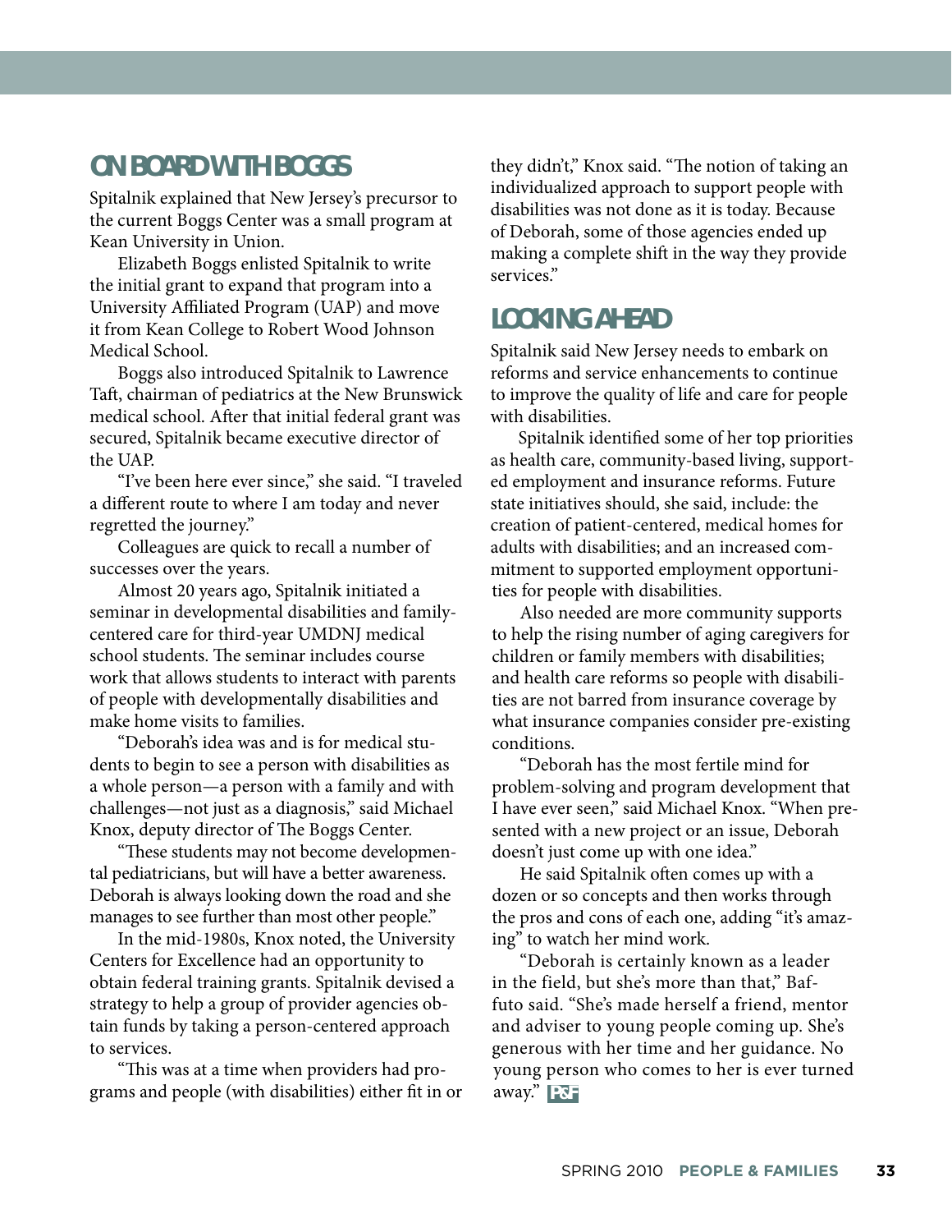## ON BOARD WITH BOGGS

Spitalnik explained that New Jersey's precursor to the current Boggs Center was a small program at Kean University in Union.

Elizabeth Boggs enlisted Spitalnik to write the initial grant to expand that program into a University Affiliated Program (UAP) and move it from Kean College to Robert Wood Johnson Medical School.

Boggs also introduced Spitalnik to Lawrence Taft, chairman of pediatrics at the New Brunswick medical school. After that initial federal grant was secured, Spitalnik became executive director of the UAP.

"I've been here ever since," she said. "I traveled a different route to where I am today and never regretted the journey."

Colleagues are quick to recall a number of successes over the years.

Almost 20 years ago, Spitalnik initiated a seminar in developmental disabilities and family-centered care for third-year UMDNJ medical school students. The seminar includes course work that allows students to interact with parents of people with developmentally disabilities and make home visits to families.

"Deborah's idea was and is for medical students to begin to see a person with disabilities as a whole person—a person with a family and with challenges—not just as a diagnosis," said Michael Knox, deputy director of The Boggs Center.

"These students may not become developmental pediatricians, but will have a better awareness. Deborah is always looking down the road and she manages to see further than most other people."

In the mid-1980s, Knox noted, the University Centers for Excellence had an opportunity to obtain federal training grants. Spitalnik devised a strategy to help a group of provider agencies obtain funds by taking a person-centered approach to services.

"This was at a time when providers had programs and people (with disabilities) either fit in or they didn't," Knox said. "The notion of taking an individualized approach to support people with disabilities was not done as it is today. Because of Deborah, some of those agencies ended up making a complete shift in the way they provide services."

## LOOKING AHEAD

Spitalnik said New Jersey needs to embark on reforms and service enhancements to continue to improve the quality of life and care for people with disabilities.

Spitalnik identified some of her top priorities as health care, community-based living, supported employment and insurance reforms. Future state initiatives should, she said, include: the creation of patient-centered, medical homes for adults with disabilities; and an increased commitment to supported employment opportunities for people with disabilities.

Also needed are more community supports to help the rising number of aging caregivers for children or family members with disabilities; and health care reforms so people with disabilities are not barred from insurance coverage by what insurance companies consider pre-existing conditions.

"Deborah has the most fertile mind for problem-solving and program development that I have ever seen," said Michael Knox. "When presented with a new project or an issue, Deborah doesn't just come up with one idea."

He said Spitalnik often comes up with a dozen or so concepts and then works through the pros and cons of each one, adding "it's amazing" to watch her mind work.

"Deborah is certainly known as a leader in the field, but she's more than that," Baffuto said. "She's made herself a friend, mentor and adviser to young people coming up. She's generous with her time and her guidance. No young person who comes to her is ever turned away." P&F